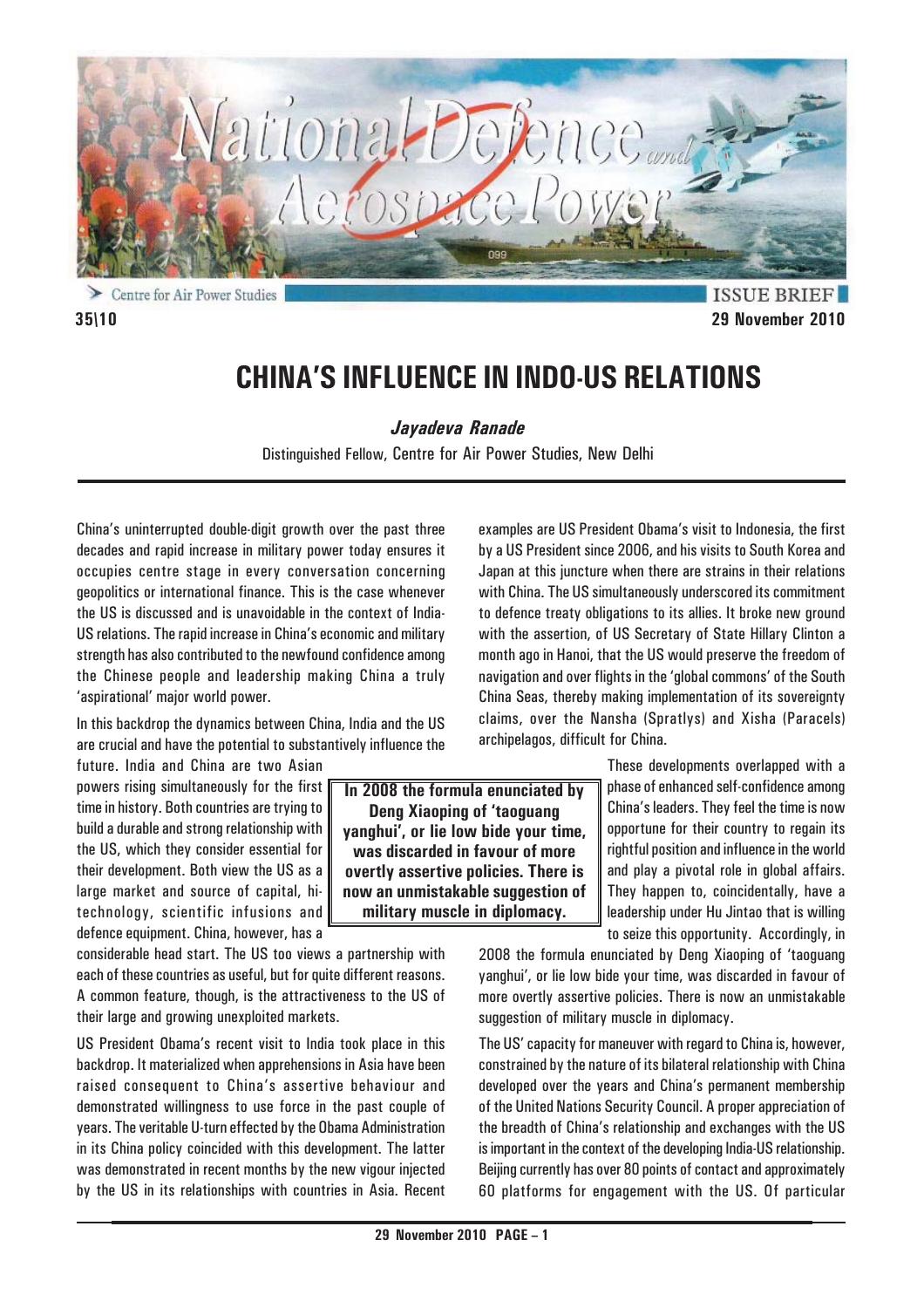ISSUE BRIEF

35\10

29 November 2010

# CHINA'S INFLUENCE IN INDO-US RELATIONS

***Jayadeva Ranade***

Distinguished Fellow, Centre for Air Power Studies, New Delhi

China's uninterrupted double-digit growth over the past three decades and rapid increase in military power today ensures it occupies centre stage in every conversation concerning geopolitics or international finance. This is the case whenever the US is discussed and is unavoidable in the context of India-US relations. The rapid increase in China's economic and military strength has also contributed to the newfound confidence among the Chinese people and leadership making China a truly 'aspirational' major world power.

In this backdrop the dynamics between China, India and the US are crucial and have the potential to substantively influence the future. India and China are two Asian powers rising simultaneously for the first time in history. Both countries are trying to build a durable and strong relationship with the US, which they consider essential for their development. Both view the US as a large market and source of capital, hi-technology, scientific infusions and defence equipment. China, however, has a considerable head start. The US too views a partnership with each of these countries as useful, but for quite different reasons. A common feature, though, is the attractiveness to the US of their large and growing unexploited markets.

US President Obama's recent visit to India took place in this backdrop. It materialized when apprehensions in Asia have been raised consequent to China's assertive behaviour and demonstrated willingness to use force in the past couple of years. The veritable U-turn effected by the Obama Administration in its China policy coincided with this development. The latter was demonstrated in recent months by the new vigour injected by the US in its relationships with countries in Asia. Recent examples are US President Obama's visit to Indonesia, the first by a US President since 2006, and his visits to South Korea and Japan at this juncture when there are strains in their relations with China. The US simultaneously underscored its commitment to defence treaty obligations to its allies. It broke new ground with the assertion, of US Secretary of State Hillary Clinton a month ago in Hanoi, that the US would preserve the freedom of navigation and over flights in the 'global commons' of the South China Seas, thereby making implementation of its sovereignty claims, over the Nansha (Spratlys) and Xisha (Paracels) archipelagos, difficult for China.

**In 2008 the formula enunciated by Deng Xiaoping of 'taoguang yanghui', or lie low bide your time, was discarded in favour of more overtly assertive policies. There is now an unmistakable suggestion of military muscle in diplomacy.**

These developments overlapped with a phase of enhanced self-confidence among China's leaders. They feel the time is now opportune for their country to regain its rightful position and influence in the world and play a pivotal role in global affairs. They happen to, coincidentally, have a leadership under Hu Jintao that is willing to seize this opportunity. Accordingly, in 2008 the formula enunciated by Deng Xiaoping of 'taoguang yanghui', or lie low bide your time, was discarded in favour of more overtly assertive policies. There is now an unmistakable suggestion of military muscle in diplomacy.

The US' capacity for maneuver with regard to China is, however, constrained by the nature of its bilateral relationship with China developed over the years and China's permanent membership of the United Nations Security Council. A proper appreciation of the breadth of China's relationship and exchanges with the US is important in the context of the developing India-US relationship. Beijing currently has over 80 points of contact and approximately 60 platforms for engagement with the US. Of particular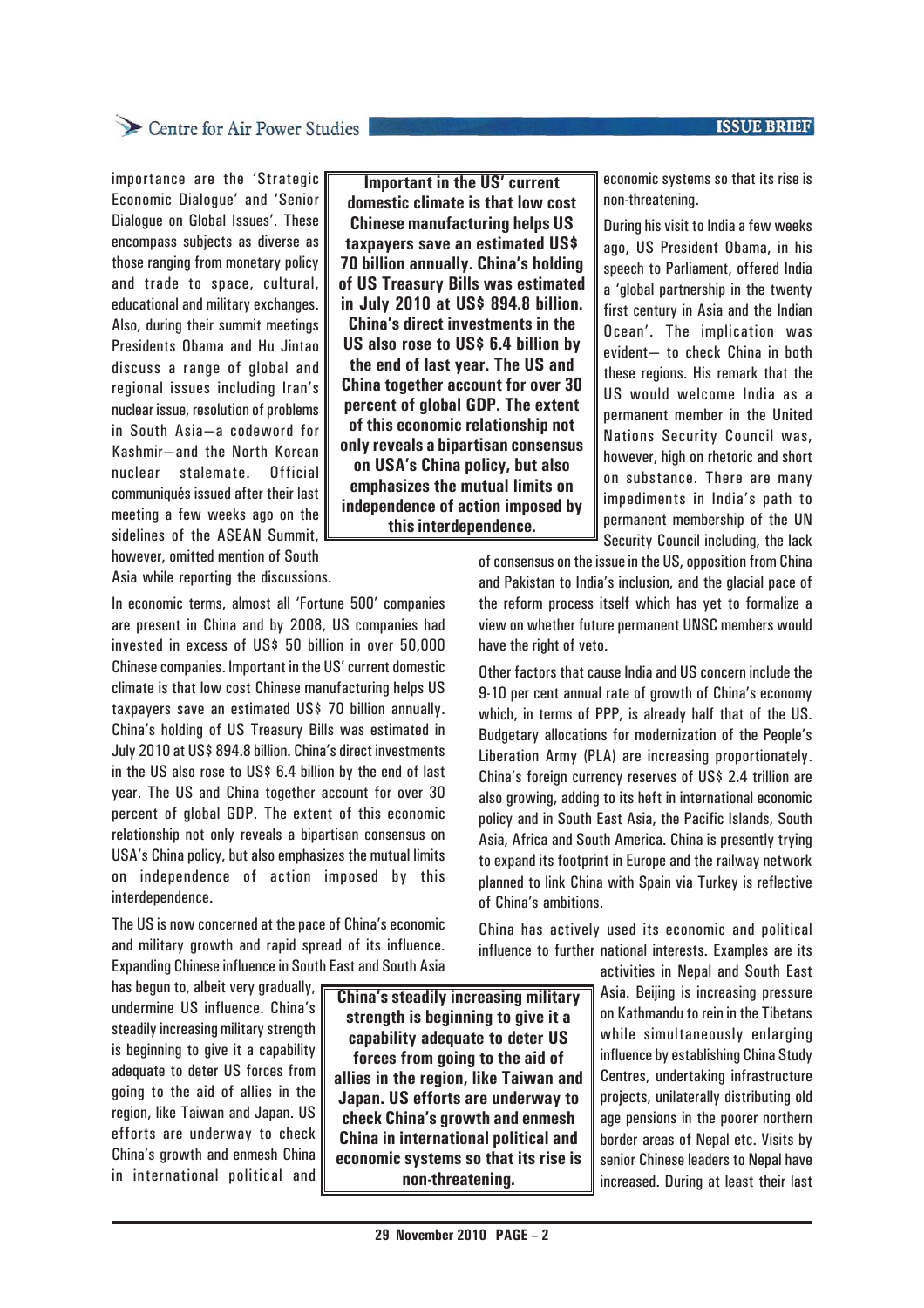importance are the 'Strategic Economic Dialogue' and 'Senior Dialogue on Global Issues'. These encompass subjects as diverse as those ranging from monetary policy and trade to space, cultural, educational and military exchanges. Also, during their summit meetings Presidents Obama and Hu Jintao discuss a range of global and regional issues including Iran's nuclear issue, resolution of problems in South Asia—a codeword for Kashmir—and the North Korean nuclear stalemate. Official communiqués issued after their last meeting a few weeks ago on the sidelines of the ASEAN Summit, however, omitted mention of South Asia while reporting the discussions.

> **Important in the US' current domestic climate is that low cost Chinese manufacturing helps US taxpayers save an estimated US$ 70 billion annually. China's holding of US Treasury Bills was estimated in July 2010 at US$ 894.8 billion. China's direct investments in the US also rose to US$ 6.4 billion by the end of last year. The US and China together account for over 30 percent of global GDP. The extent of this economic relationship not only reveals a bipartisan consensus on USA's China policy, but also emphasizes the mutual limits on independence of action imposed by this interdependence.**

In economic terms, almost all 'Fortune 500' companies are present in China and by 2008, US companies had invested in excess of US$ 50 billion in over 50,000 Chinese companies. Important in the US' current domestic climate is that low cost Chinese manufacturing helps US taxpayers save an estimated US$ 70 billion annually. China's holding of US Treasury Bills was estimated in July 2010 at US$ 894.8 billion. China's direct investments in the US also rose to US$ 6.4 billion by the end of last year. The US and China together account for over 30 percent of global GDP. The extent of this economic relationship not only reveals a bipartisan consensus on USA's China policy, but also emphasizes the mutual limits on independence of action imposed by this interdependence.

The US is now concerned at the pace of China's economic and military growth and rapid spread of its influence. Expanding Chinese influence in South East and South Asia has begun to, albeit very gradually, undermine US influence. China's steadily increasing military strength is beginning to give it a capability adequate to deter US forces from going to the aid of allies in the region, like Taiwan and Japan. US efforts are underway to check China's growth and enmesh China in international political and economic systems so that its rise is non-threatening.

> **China's steadily increasing military strength is beginning to give it a capability adequate to deter US forces from going to the aid of allies in the region, like Taiwan and Japan. US efforts are underway to check China's growth and enmesh China in international political and economic systems so that its rise is non-threatening.**

During his visit to India a few weeks ago, US President Obama, in his speech to Parliament, offered India a 'global partnership in the twenty first century in Asia and the Indian Ocean'. The implication was evident— to check China in both these regions. His remark that the US would welcome India as a permanent member in the United Nations Security Council was, however, high on rhetoric and short on substance. There are many impediments in India's path to permanent membership of the UN Security Council including, the lack of consensus on the issue in the US, opposition from China and Pakistan to India's inclusion, and the glacial pace of the reform process itself which has yet to formalize a view on whether future permanent UNSC members would have the right of veto.

Other factors that cause India and US concern include the 9-10 per cent annual rate of growth of China's economy which, in terms of PPP, is already half that of the US. Budgetary allocations for modernization of the People's Liberation Army (PLA) are increasing proportionately. China's foreign currency reserves of US$ 2.4 trillion are also growing, adding to its heft in international economic policy and in South East Asia, the Pacific Islands, South Asia, Africa and South America. China is presently trying to expand its footprint in Europe and the railway network planned to link China with Spain via Turkey is reflective of China's ambitions.

China has actively used its economic and political influence to further national interests. Examples are its activities in Nepal and South East Asia. Beijing is increasing pressure on Kathmandu to rein in the Tibetans while simultaneously enlarging influence by establishing China Study Centres, undertaking infrastructure projects, unilaterally distributing old age pensions in the poorer northern border areas of Nepal etc. Visits by senior Chinese leaders to Nepal have increased. During at least their last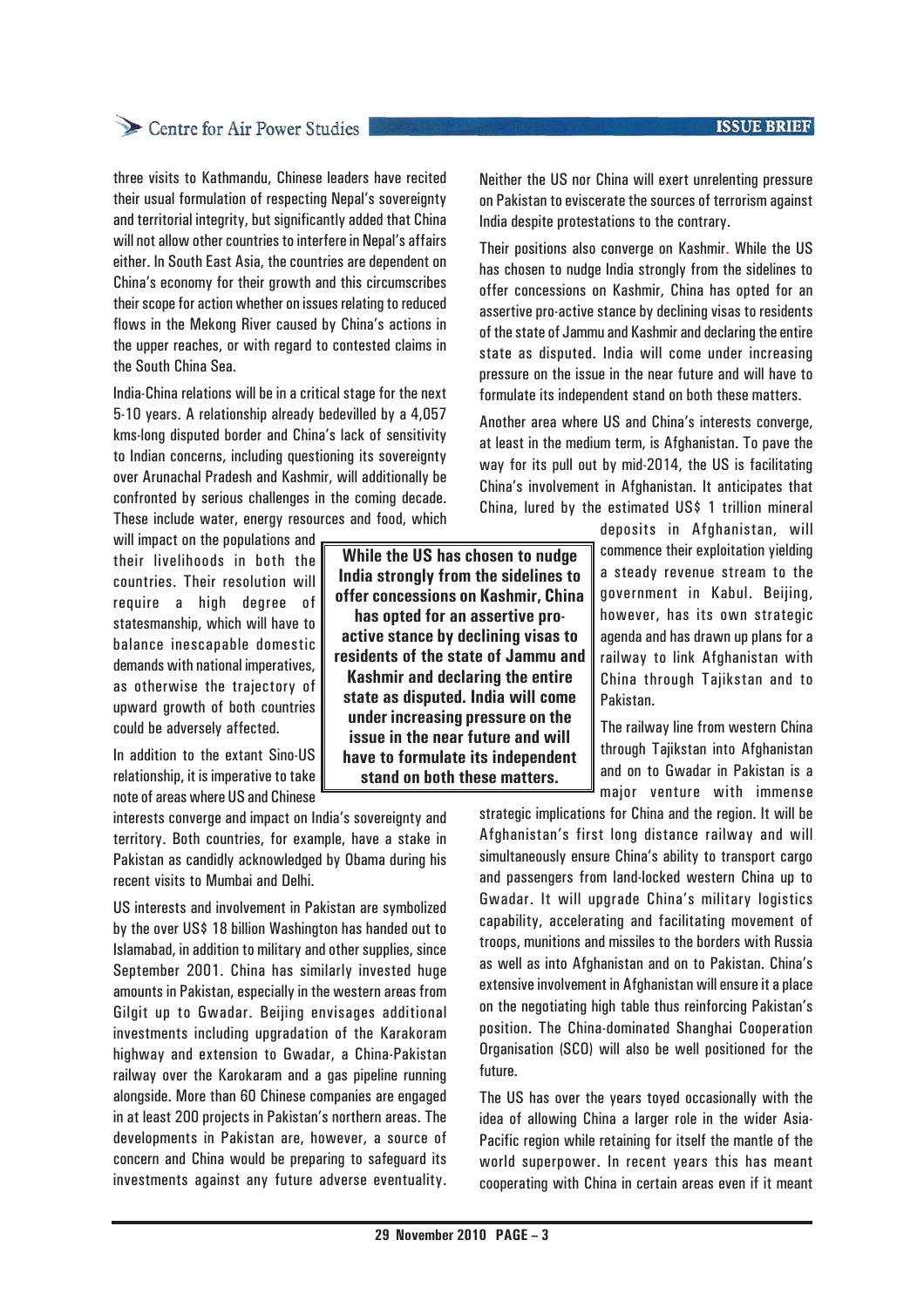three visits to Kathmandu, Chinese leaders have recited their usual formulation of respecting Nepal's sovereignty and territorial integrity, but significantly added that China will not allow other countries to interfere in Nepal's affairs either. In South East Asia, the countries are dependent on China's economy for their growth and this circumscribes their scope for action whether on issues relating to reduced flows in the Mekong River caused by China's actions in the upper reaches, or with regard to contested claims in the South China Sea.

India-China relations will be in a critical stage for the next 5-10 years. A relationship already bedevilled by a 4,057 kms-long disputed border and China's lack of sensitivity to Indian concerns, including questioning its sovereignty over Arunachal Pradesh and Kashmir, will additionally be confronted by serious challenges in the coming decade. These include water, energy resources and food, which will impact on the populations and their livelihoods in both the countries. Their resolution will require a high degree of statesmanship, which will have to balance inescapable domestic demands with national imperatives, as otherwise the trajectory of upward growth of both countries could be adversely affected.

In addition to the extant Sino-US relationship, it is imperative to take note of areas where US and Chinese interests converge and impact on India's sovereignty and territory. Both countries, for example, have a stake in Pakistan as candidly acknowledged by Obama during his recent visits to Mumbai and Delhi.

US interests and involvement in Pakistan are symbolized by the over US$ 18 billion Washington has handed out to Islamabad, in addition to military and other supplies, since September 2001. China has similarly invested huge amounts in Pakistan, especially in the western areas from Gilgit up to Gwadar. Beijing envisages additional investments including upgradation of the Karakoram highway and extension to Gwadar, a China-Pakistan railway over the Karokaram and a gas pipeline running alongside. More than 60 Chinese companies are engaged in at least 200 projects in Pakistan's northern areas. The developments in Pakistan are, however, a source of concern and China would be preparing to safeguard its investments against any future adverse eventuality. Neither the US nor China will exert unrelenting pressure on Pakistan to eviscerate the sources of terrorism against India despite protestations to the contrary.

Their positions also converge on Kashmir. While the US has chosen to nudge India strongly from the sidelines to offer concessions on Kashmir, China has opted for an assertive pro-active stance by declining visas to residents of the state of Jammu and Kashmir and declaring the entire state as disputed. India will come under increasing pressure on the issue in the near future and will have to formulate its independent stand on both these matters.

**While the US has chosen to nudge India strongly from the sidelines to offer concessions on Kashmir, China has opted for an assertive pro-active stance by declining visas to residents of the state of Jammu and Kashmir and declaring the entire state as disputed. India will come under increasing pressure on the issue in the near future and will have to formulate its independent stand on both these matters.**

Another area where US and China's interests converge, at least in the medium term, is Afghanistan. To pave the way for its pull out by mid-2014, the US is facilitating China's involvement in Afghanistan. It anticipates that China, lured by the estimated US$ 1 trillion mineral deposits in Afghanistan, will commence their exploitation yielding a steady revenue stream to the government in Kabul. Beijing, however, has its own strategic agenda and has drawn up plans for a railway to link Afghanistan with China through Tajikstan and to Pakistan.

The railway line from western China through Tajikstan into Afghanistan and on to Gwadar in Pakistan is a major venture with immense strategic implications for China and the region. It will be Afghanistan's first long distance railway and will simultaneously ensure China's ability to transport cargo and passengers from land-locked western China up to Gwadar. It will upgrade China's military logistics capability, accelerating and facilitating movement of troops, munitions and missiles to the borders with Russia as well as into Afghanistan and on to Pakistan. China's extensive involvement in Afghanistan will ensure it a place on the negotiating high table thus reinforcing Pakistan's position. The China-dominated Shanghai Cooperation Organisation (SCO) will also be well positioned for the future.

The US has over the years toyed occasionally with the idea of allowing China a larger role in the wider Asia-Pacific region while retaining for itself the mantle of the world superpower. In recent years this has meant cooperating with China in certain areas even if it meant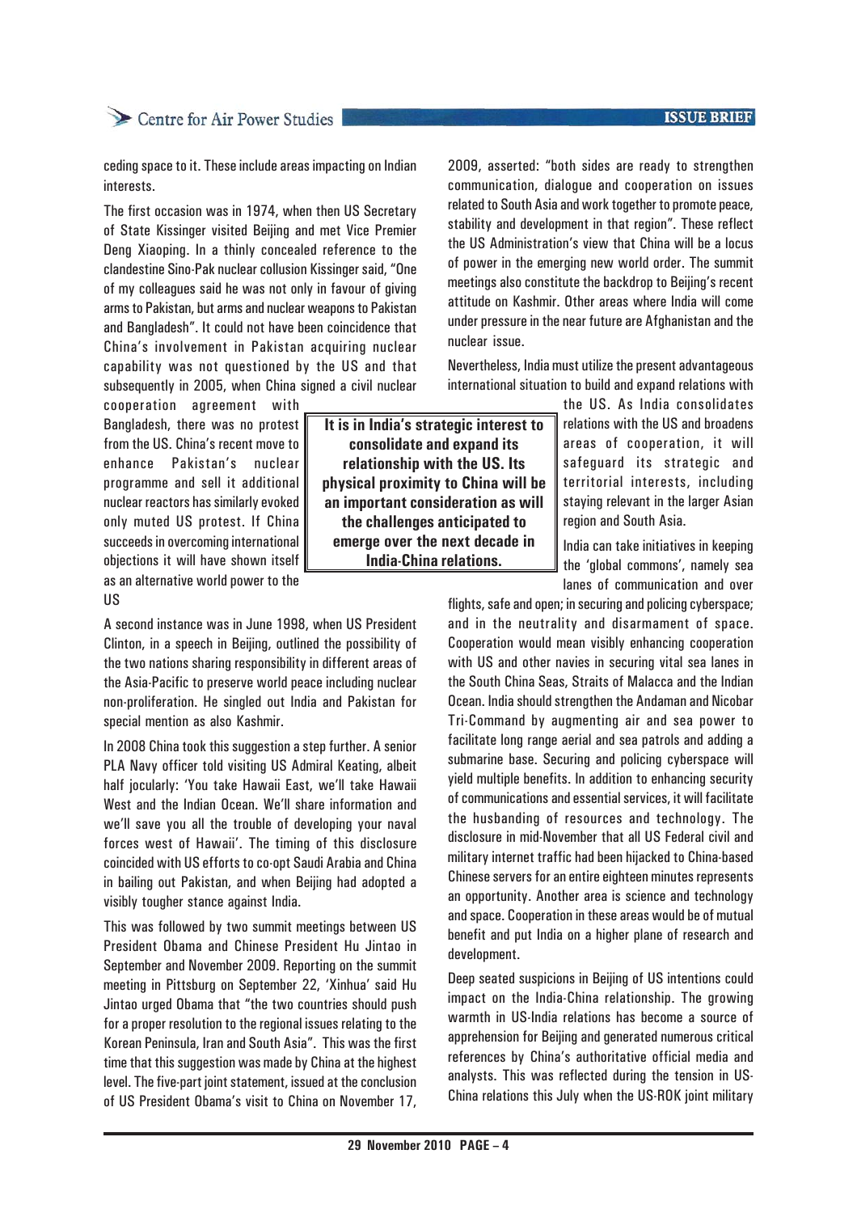ceding space to it. These include areas impacting on Indian interests.

The first occasion was in 1974, when then US Secretary of State Kissinger visited Beijing and met Vice Premier Deng Xiaoping. In a thinly concealed reference to the clandestine Sino-Pak nuclear collusion Kissinger said, "One of my colleagues said he was not only in favour of giving arms to Pakistan, but arms and nuclear weapons to Pakistan and Bangladesh". It could not have been coincidence that China's involvement in Pakistan acquiring nuclear capability was not questioned by the US and that subsequently in 2005, when China signed a civil nuclear cooperation agreement with Bangladesh, there was no protest from the US. China's recent move to enhance Pakistan's nuclear programme and sell it additional nuclear reactors has similarly evoked only muted US protest. If China succeeds in overcoming international objections it will have shown itself as an alternative world power to the US

A second instance was in June 1998, when US President Clinton, in a speech in Beijing, outlined the possibility of the two nations sharing responsibility in different areas of the Asia-Pacific to preserve world peace including nuclear non-proliferation. He singled out India and Pakistan for special mention as also Kashmir.

In 2008 China took this suggestion a step further. A senior PLA Navy officer told visiting US Admiral Keating, albeit half jocularly: 'You take Hawaii East, we'll take Hawaii West and the Indian Ocean. We'll share information and we'll save you all the trouble of developing your naval forces west of Hawaii'. The timing of this disclosure coincided with US efforts to co-opt Saudi Arabia and China in bailing out Pakistan, and when Beijing had adopted a visibly tougher stance against India.

This was followed by two summit meetings between US President Obama and Chinese President Hu Jintao in September and November 2009. Reporting on the summit meeting in Pittsburg on September 22, 'Xinhua' said Hu Jintao urged Obama that "the two countries should push for a proper resolution to the regional issues relating to the Korean Peninsula, Iran and South Asia". This was the first time that this suggestion was made by China at the highest level. The five-part joint statement, issued at the conclusion of US President Obama's visit to China on November 17, 2009, asserted: "both sides are ready to strengthen communication, dialogue and cooperation on issues related to South Asia and work together to promote peace, stability and development in that region". These reflect the US Administration's view that China will be a locus of power in the emerging new world order. The summit meetings also constitute the backdrop to Beijing's recent attitude on Kashmir. Other areas where India will come under pressure in the near future are Afghanistan and the nuclear issue.

Nevertheless, India must utilize the present advantageous international situation to build and expand relations with the US. As India consolidates relations with the US and broadens areas of cooperation, it will safeguard its strategic and territorial interests, including staying relevant in the larger Asian region and South Asia.

**It is in India's strategic interest to consolidate and expand its relationship with the US. Its physical proximity to China will be an important consideration as will the challenges anticipated to emerge over the next decade in India-China relations.**

India can take initiatives in keeping the 'global commons', namely sea lanes of communication and over flights, safe and open; in securing and policing cyberspace; and in the neutrality and disarmament of space. Cooperation would mean visibly enhancing cooperation with US and other navies in securing vital sea lanes in the South China Seas, Straits of Malacca and the Indian Ocean. India should strengthen the Andaman and Nicobar Tri-Command by augmenting air and sea power to facilitate long range aerial and sea patrols and adding a submarine base. Securing and policing cyberspace will yield multiple benefits. In addition to enhancing security of communications and essential services, it will facilitate the husbanding of resources and technology. The disclosure in mid-November that all US Federal civil and military internet traffic had been hijacked to China-based Chinese servers for an entire eighteen minutes represents an opportunity. Another area is science and technology and space. Cooperation in these areas would be of mutual benefit and put India on a higher plane of research and development.

Deep seated suspicions in Beijing of US intentions could impact on the India-China relationship. The growing warmth in US-India relations has become a source of apprehension for Beijing and generated numerous critical references by China's authoritative official media and analysts. This was reflected during the tension in US-China relations this July when the US-ROK joint military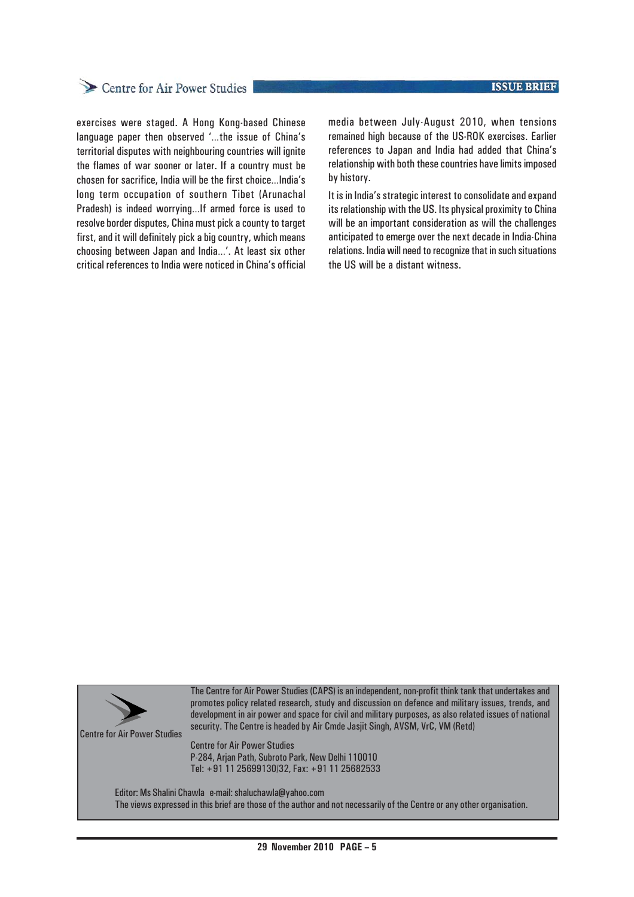exercises were staged. A Hong Kong-based Chinese language paper then observed '...the issue of China's territorial disputes with neighbouring countries will ignite the flames of war sooner or later. If a country must be chosen for sacrifice, India will be the first choice...India's long term occupation of southern Tibet (Arunachal Pradesh) is indeed worrying...If armed force is used to resolve border disputes, China must pick a county to target first, and it will definitely pick a big country, which means choosing between Japan and India...'. At least six other critical references to India were noticed in China's official media between July-August 2010, when tensions remained high because of the US-ROK exercises. Earlier references to Japan and India had added that China's relationship with both these countries have limits imposed by history.

It is in India's strategic interest to consolidate and expand its relationship with the US. Its physical proximity to China will be an important consideration as will the challenges anticipated to emerge over the next decade in India-China relations. India will need to recognize that in such situations the US will be a distant witness.

---

Centre for Air Power Studies

The Centre for Air Power Studies (CAPS) is an independent, non-profit think tank that undertakes and promotes policy related research, study and discussion on defence and military issues, trends, and development in air power and space for civil and military purposes, as also related issues of national security. The Centre is headed by Air Cmde Jasjit Singh, AVSM, VrC, VM (Retd)

Centre for Air Power Studies
P-284, Arjan Path, Subroto Park, New Delhi 110010
Tel: +91 11 25699130/32, Fax: +91 11 25682533

Editor: Ms Shalini Chawla e-mail: shaluchawla@yahoo.com
The views expressed in this brief are those of the author and not necessarily of the Centre or any other organisation.